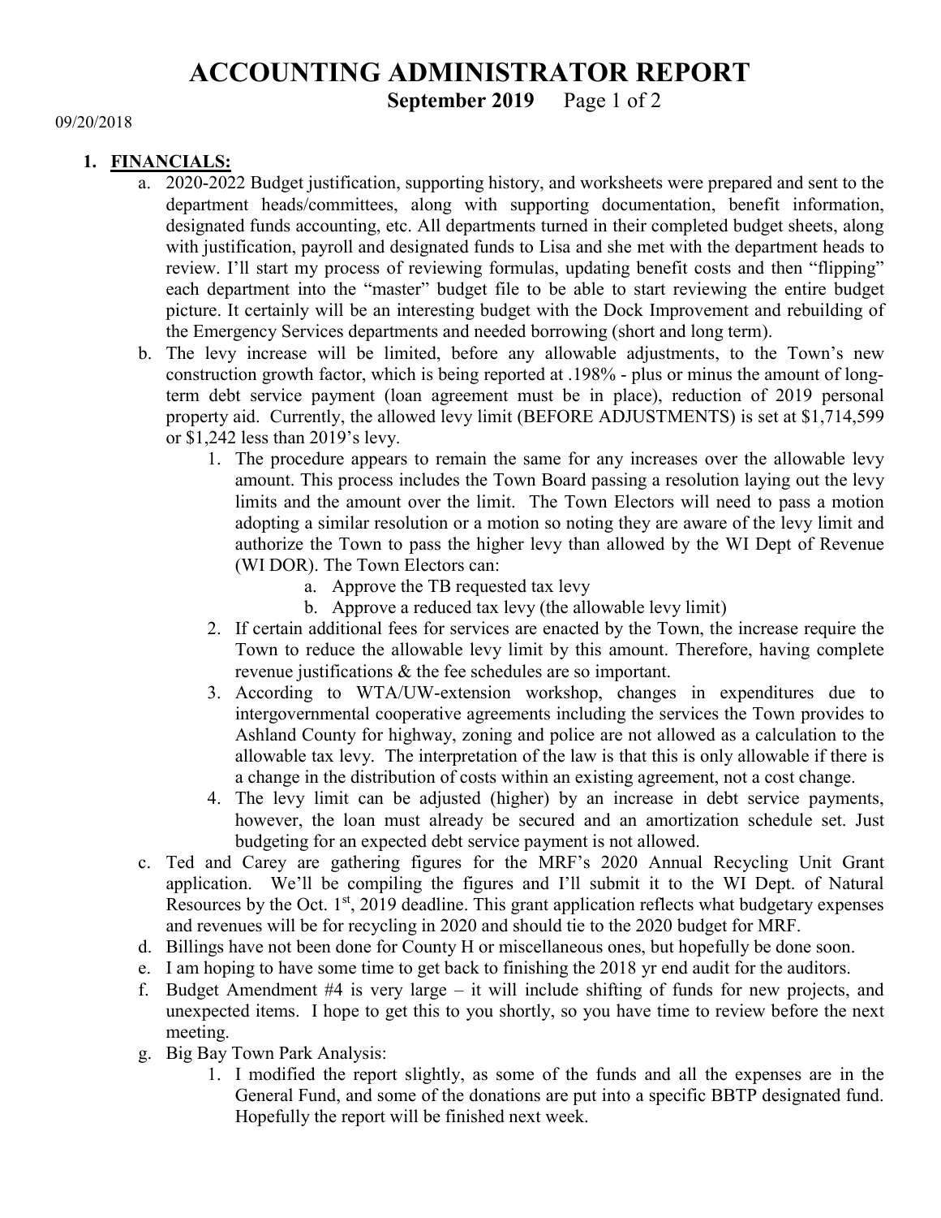# ACCOUNTING ADMINISTRATOR REPORT

**September 2019**

09/20/2018

1. **FINANCIALS:**
   a. 2020-2022 Budget justification, supporting history, and worksheets were prepared and sent to the department heads/committees, along with supporting documentation, benefit information, designated funds accounting, etc. All departments turned in their completed budget sheets, along with justification, payroll and designated funds to Lisa and she met with the department heads to review. I'll start my process of reviewing formulas, updating benefit costs and then "flipping" each department into the "master" budget file to be able to start reviewing the entire budget picture. It certainly will be an interesting budget with the Dock Improvement and rebuilding of the Emergency Services departments and needed borrowing (short and long term).

   b. The levy increase will be limited, before any allowable adjustments, to the Town's new construction growth factor, which is being reported at .198% - plus or minus the amount of long-term debt service payment (loan agreement must be in place), reduction of 2019 personal property aid. Currently, the allowed levy limit (BEFORE ADJUSTMENTS) is set at $1,714,599 or $1,242 less than 2019's levy.
      1. The procedure appears to remain the same for any increases over the allowable levy amount. This process includes the Town Board passing a resolution laying out the levy limits and the amount over the limit. The Town Electors will need to pass a motion adopting a similar resolution or a motion so noting they are aware of the levy limit and authorize the Town to pass the higher levy than allowed by the WI Dept of Revenue (WI DOR). The Town Electors can:
         a. Approve the TB requested tax levy
         b. Approve a reduced tax levy (the allowable levy limit)
      2. If certain additional fees for services are enacted by the Town, the increase require the Town to reduce the allowable levy limit by this amount. Therefore, having complete revenue justifications & the fee schedules are so important.
      3. According to WTA/UW-extension workshop, changes in expenditures due to intergovernmental cooperative agreements including the services the Town provides to Ashland County for highway, zoning and police are not allowed as a calculation to the allowable tax levy. The interpretation of the law is that this is only allowable if there is a change in the distribution of costs within an existing agreement, not a cost change.
      4. The levy limit can be adjusted (higher) by an increase in debt service payments, however, the loan must already be secured and an amortization schedule set. Just budgeting for an expected debt service payment is not allowed.

   c. Ted and Carey are gathering figures for the MRF's 2020 Annual Recycling Unit Grant application. We'll be compiling the figures and I'll submit it to the WI Dept. of Natural Resources by the Oct. 1st, 2019 deadline. This grant application reflects what budgetary expenses and revenues will be for recycling in 2020 and should tie to the 2020 budget for MRF.

   d. Billings have not been done for County H or miscellaneous ones, but hopefully be done soon.

   e. I am hoping to have some time to get back to finishing the 2018 yr end audit for the auditors.

   f. Budget Amendment #4 is very large – it will include shifting of funds for new projects, and unexpected items. I hope to get this to you shortly, so you have time to review before the next meeting.

   g. Big Bay Town Park Analysis:
      1. I modified the report slightly, as some of the funds and all the expenses are in the General Fund, and some of the donations are put into a specific BBTP designated fund. Hopefully the report will be finished next week.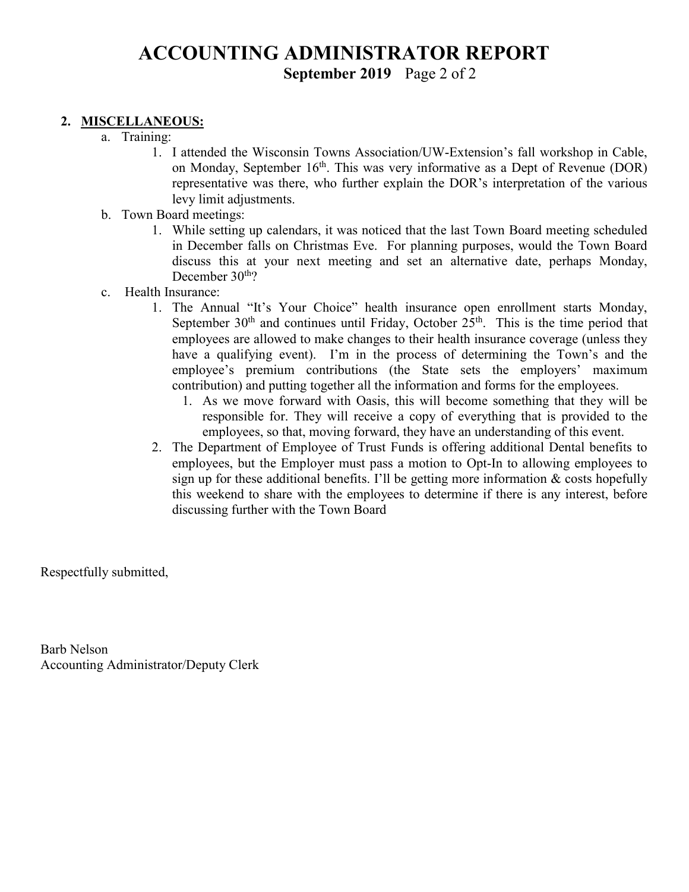# ACCOUNTING ADMINISTRATOR REPORT

**September 2019** Page 2 of 2

2. **MISCELLANEOUS:**
   a. Training:
      1. I attended the Wisconsin Towns Association/UW-Extension's fall workshop in Cable, on Monday, September 16th. This was very informative as a Dept of Revenue (DOR) representative was there, who further explain the DOR's interpretation of the various levy limit adjustments.

   b. Town Board meetings:
      1. While setting up calendars, it was noticed that the last Town Board meeting scheduled in December falls on Christmas Eve. For planning purposes, would the Town Board discuss this at your next meeting and set an alternative date, perhaps Monday, December 30th?

   c. Health Insurance:
      1. The Annual "It's Your Choice" health insurance open enrollment starts Monday, September 30th and continues until Friday, October 25th. This is the time period that employees are allowed to make changes to their health insurance coverage (unless they have a qualifying event). I'm in the process of determining the Town's and the employee's premium contributions (the State sets the employers' maximum contribution) and putting together all the information and forms for the employees.
         1. As we move forward with Oasis, this will become something that they will be responsible for. They will receive a copy of everything that is provided to the employees, so that, moving forward, they have an understanding of this event.
      2. The Department of Employee of Trust Funds is offering additional Dental benefits to employees, but the Employer must pass a motion to Opt-In to allowing employees to sign up for these additional benefits. I'll be getting more information & costs hopefully this weekend to share with the employees to determine if there is any interest, before discussing further with the Town Board

Respectfully submitted,

Barb Nelson
Accounting Administrator/Deputy Clerk